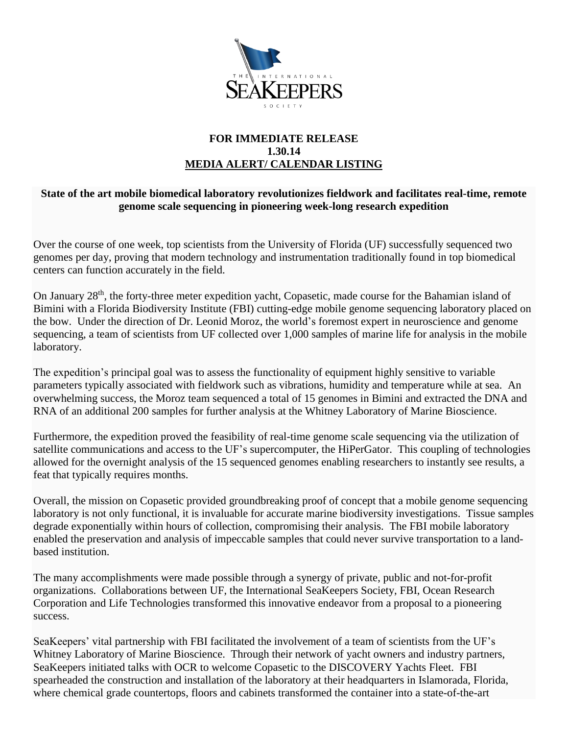THE INTERNATIONAL SEAKEEPERS SOCIETY

**FOR IMMEDIATE RELEASE**
**1.30.14**
**MEDIA ALERT/ CALENDAR LISTING**

**State of the art mobile biomedical laboratory revolutionizes fieldwork and facilitates real-time, remote genome scale sequencing in pioneering week-long research expedition**

Over the course of one week, top scientists from the University of Florida (UF) successfully sequenced two genomes per day, proving that modern technology and instrumentation traditionally found in top biomedical centers can function accurately in the field.

On January 28th, the forty-three meter expedition yacht, Copasetic, made course for the Bahamian island of Bimini with a Florida Biodiversity Institute (FBI) cutting-edge mobile genome sequencing laboratory placed on the bow. Under the direction of Dr. Leonid Moroz, the world's foremost expert in neuroscience and genome sequencing, a team of scientists from UF collected over 1,000 samples of marine life for analysis in the mobile laboratory.

The expedition's principal goal was to assess the functionality of equipment highly sensitive to variable parameters typically associated with fieldwork such as vibrations, humidity and temperature while at sea. An overwhelming success, the Moroz team sequenced a total of 15 genomes in Bimini and extracted the DNA and RNA of an additional 200 samples for further analysis at the Whitney Laboratory of Marine Bioscience.

Furthermore, the expedition proved the feasibility of real-time genome scale sequencing via the utilization of satellite communications and access to the UF's supercomputer, the HiPerGator. This coupling of technologies allowed for the overnight analysis of the 15 sequenced genomes enabling researchers to instantly see results, a feat that typically requires months.

Overall, the mission on Copasetic provided groundbreaking proof of concept that a mobile genome sequencing laboratory is not only functional, it is invaluable for accurate marine biodiversity investigations. Tissue samples degrade exponentially within hours of collection, compromising their analysis. The FBI mobile laboratory enabled the preservation and analysis of impeccable samples that could never survive transportation to a land-based institution.

The many accomplishments were made possible through a synergy of private, public and not-for-profit organizations. Collaborations between UF, the International SeaKeepers Society, FBI, Ocean Research Corporation and Life Technologies transformed this innovative endeavor from a proposal to a pioneering success.

SeaKeepers' vital partnership with FBI facilitated the involvement of a team of scientists from the UF's Whitney Laboratory of Marine Bioscience. Through their network of yacht owners and industry partners, SeaKeepers initiated talks with OCR to welcome Copasetic to the DISCOVERY Yachts Fleet. FBI spearheaded the construction and installation of the laboratory at their headquarters in Islamorada, Florida, where chemical grade countertops, floors and cabinets transformed the container into a state-of-the-art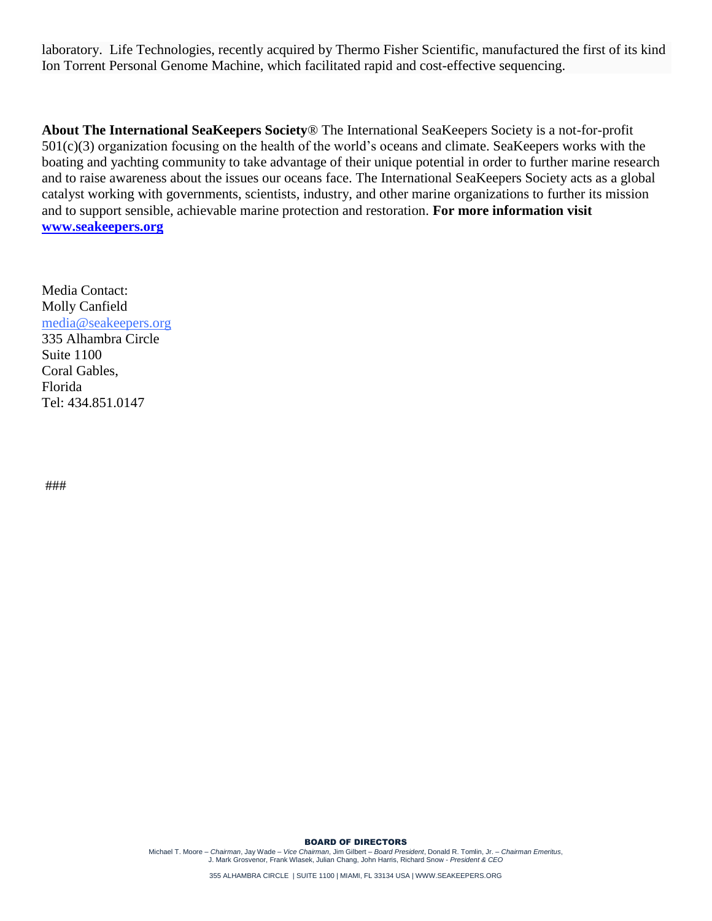laboratory. Life Technologies, recently acquired by Thermo Fisher Scientific, manufactured the first of its kind Ion Torrent Personal Genome Machine, which facilitated rapid and cost-effective sequencing.

**About The International SeaKeepers Society**® The International SeaKeepers Society is a not-for-profit 501(c)(3) organization focusing on the health of the world's oceans and climate. SeaKeepers works with the boating and yachting community to take advantage of their unique potential in order to further marine research and to raise awareness about the issues our oceans face. The International SeaKeepers Society acts as a global catalyst working with governments, scientists, industry, and other marine organizations to further its mission and to support sensible, achievable marine protection and restoration. **For more information visit [www.seakeepers.org](http://www.seakeepers.org)**

Media Contact:
Molly Canfield
[media@seakeepers.org](mailto:media@seakeepers.org)
335 Alhambra Circle
Suite 1100
Coral Gables,
Florida
Tel: 434.851.0147

###

**BOARD OF DIRECTORS**

Michael T. Moore – *Chairman*, Jay Wade – *Vice Chairman*, Jim Gilbert – *Board President*, Donald R. Tomlin, Jr. – *Chairman Emeritus*, J. Mark Grosvenor, Frank Wlasek, Julian Chang, John Harris, Richard Snow - *President & CEO*

355 ALHAMBRA CIRCLE | SUITE 1100 | MIAMI, FL 33134 USA | WWW.SEAKEEPERS.ORG